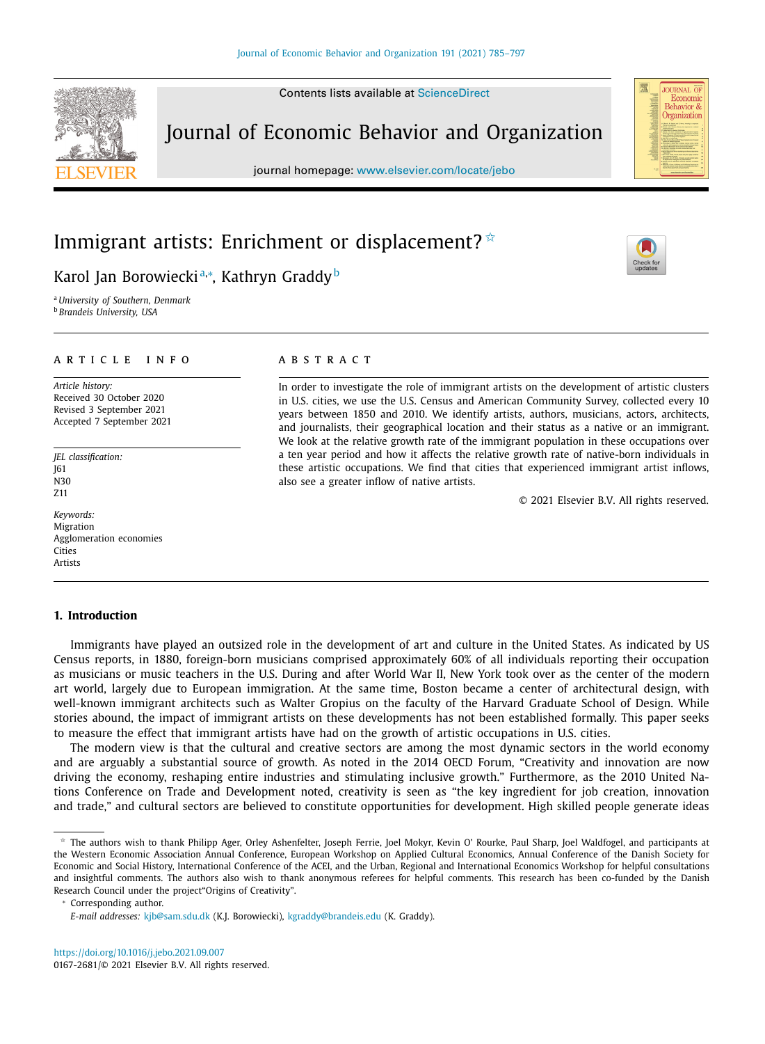# Immigrant artists: Enrichment or displacement?[☆]

Karol Jan Borowiecki[a,*], Kathryn Graddy[b]

[a] University of Southern, Denmark
[b] Brandeis University, USA

## ARTICLE INFO

*Article history:*
Received 30 October 2020
Revised 3 September 2021
Accepted 7 September 2021

*JEL classification:*
J61
N30
Z11

*Keywords:*
Migration
Agglomeration economies
Cities
Artists

## ABSTRACT

In order to investigate the role of immigrant artists on the development of artistic clusters in U.S. cities, we use the U.S. Census and American Community Survey, collected every 10 years between 1850 and 2010. We identify artists, authors, musicians, actors, architects, and journalists, their geographical location and their status as a native or an immigrant. We look at the relative growth rate of the immigrant population in these occupations over a ten year period and how it affects the relative growth rate of native-born individuals in these artistic occupations. We find that cities that experienced immigrant artist inflows, also see a greater inflow of native artists.

© 2021 Elsevier B.V. All rights reserved.

## 1. Introduction

Immigrants have played an outsized role in the development of art and culture in the United States. As indicated by US Census reports, in 1880, foreign-born musicians comprised approximately 60% of all individuals reporting their occupation as musicians or music teachers in the U.S. During and after World War II, New York took over as the center of the modern art world, largely due to European immigration. At the same time, Boston became a center of architectural design, with well-known immigrant architects such as Walter Gropius on the faculty of the Harvard Graduate School of Design. While stories abound, the impact of immigrant artists on these developments has not been established formally. This paper seeks to measure the effect that immigrant artists have had on the growth of artistic occupations in U.S. cities.

The modern view is that the cultural and creative sectors are among the most dynamic sectors in the world economy and are arguably a substantial source of growth. As noted in the 2014 OECD Forum, "Creativity and innovation are now driving the economy, reshaping entire industries and stimulating inclusive growth." Furthermore, as the 2010 United Nations Conference on Trade and Development noted, creativity is seen as "the key ingredient for job creation, innovation and trade," and cultural sectors are believed to constitute opportunities for development. High skilled people generate ideas

---

☆ The authors wish to thank Philipp Ager, Orley Ashenfelter, Joseph Ferrie, Joel Mokyr, Kevin O' Rourke, Paul Sharp, Joel Waldfogel, and participants at the Western Economic Association Annual Conference, European Workshop on Applied Cultural Economics, Annual Conference of the Danish Society for Economic and Social History, International Conference of the ACEI, and the Urban, Regional and International Economics Workshop for helpful consultations and insightful comments. The authors also wish to thank anonymous referees for helpful comments. This research has been co-funded by the Danish Research Council under the project"Origins of Creativity".

\* Corresponding author.

*E-mail addresses:* kjb@sam.sdu.dk (K.J. Borowiecki), kgraddy@brandeis.edu (K. Graddy).

https://doi.org/10.1016/j.jebo.2021.09.007
0167-2681/© 2021 Elsevier B.V. All rights reserved.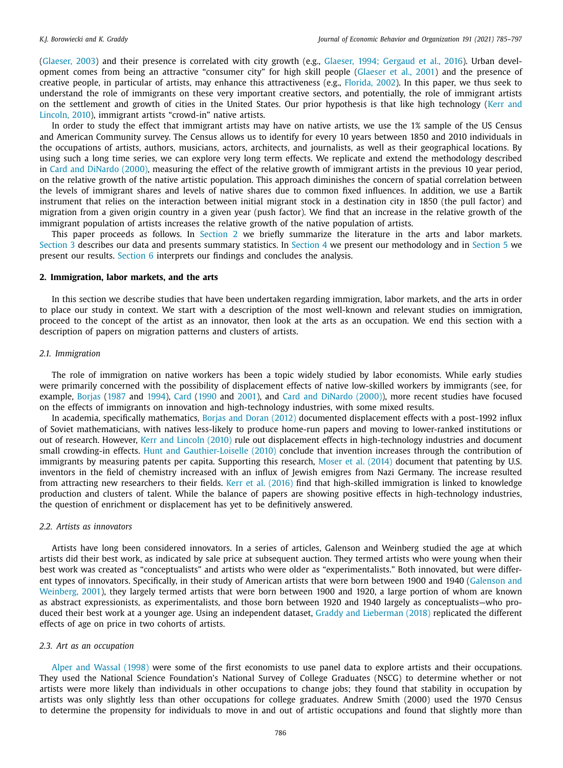(Glaeser, 2003) and their presence is correlated with city growth (e.g., Glaeser, 1994; Gergaud et al., 2016). Urban development comes from being an attractive "consumer city" for high skill people (Glaeser et al., 2001) and the presence of creative people, in particular of artists, may enhance this attractiveness (e.g., Florida, 2002). In this paper, we thus seek to understand the role of immigrants on these very important creative sectors, and potentially, the role of immigrant artists on the settlement and growth of cities in the United States. Our prior hypothesis is that like high technology (Kerr and Lincoln, 2010), immigrant artists "crowd-in" native artists.

In order to study the effect that immigrant artists may have on native artists, we use the 1% sample of the US Census and American Community survey. The Census allows us to identify for every 10 years between 1850 and 2010 individuals in the occupations of artists, authors, musicians, actors, architects, and journalists, as well as their geographical locations. By using such a long time series, we can explore very long term effects. We replicate and extend the methodology described in Card and DiNardo (2000), measuring the effect of the relative growth of immigrant artists in the previous 10 year period, on the relative growth of the native artistic population. This approach diminishes the concern of spatial correlation between the levels of immigrant shares and levels of native shares due to common fixed influences. In addition, we use a Bartik instrument that relies on the interaction between initial migrant stock in a destination city in 1850 (the pull factor) and migration from a given origin country in a given year (push factor). We find that an increase in the relative growth of the immigrant population of artists increases the relative growth of the native population of artists.

This paper proceeds as follows. In Section 2 we briefly summarize the literature in the arts and labor markets. Section 3 describes our data and presents summary statistics. In Section 4 we present our methodology and in Section 5 we present our results. Section 6 interprets our findings and concludes the analysis.

## 2. Immigration, labor markets, and the arts

In this section we describe studies that have been undertaken regarding immigration, labor markets, and the arts in order to place our study in context. We start with a description of the most well-known and relevant studies on immigration, proceed to the concept of the artist as an innovator, then look at the arts as an occupation. We end this section with a description of papers on migration patterns and clusters of artists.

### *2.1. Immigration*

The role of immigration on native workers has been a topic widely studied by labor economists. While early studies were primarily concerned with the possibility of displacement effects of native low-skilled workers by immigrants (see, for example, Borjas (1987 and 1994), Card (1990 and 2001), and Card and DiNardo (2000)), more recent studies have focused on the effects of immigrants on innovation and high-technology industries, with some mixed results.

In academia, specifically mathematics, Borjas and Doran (2012) documented displacement effects with a post-1992 influx of Soviet mathematicians, with natives less-likely to produce home-run papers and moving to lower-ranked institutions or out of research. However, Kerr and Lincoln (2010) rule out displacement effects in high-technology industries and document small crowding-in effects. Hunt and Gauthier-Loiselle (2010) conclude that invention increases through the contribution of immigrants by measuring patents per capita. Supporting this research, Moser et al. (2014) document that patenting by U.S. inventors in the field of chemistry increased with an influx of Jewish emigres from Nazi Germany. The increase resulted from attracting new researchers to their fields. Kerr et al. (2016) find that high-skilled immigration is linked to knowledge production and clusters of talent. While the balance of papers are showing positive effects in high-technology industries, the question of enrichment or displacement has yet to be definitively answered.

### *2.2. Artists as innovators*

Artists have long been considered innovators. In a series of articles, Galenson and Weinberg studied the age at which artists did their best work, as indicated by sale price at subsequent auction. They termed artists who were young when their best work was created as "conceptualists" and artists who were older as "experimentalists." Both innovated, but were different types of innovators. Specifically, in their study of American artists that were born between 1900 and 1940 (Galenson and Weinberg, 2001), they largely termed artists that were born between 1900 and 1920, a large portion of whom are known as abstract expressionists, as experimentalists, and those born between 1920 and 1940 largely as conceptualists—who produced their best work at a younger age. Using an independent dataset, Graddy and Lieberman (2018) replicated the different effects of age on price in two cohorts of artists.

### *2.3. Art as an occupation*

Alper and Wassal (1998) were some of the first economists to use panel data to explore artists and their occupations. They used the National Science Foundation's National Survey of College Graduates (NSCG) to determine whether or not artists were more likely than individuals in other occupations to change jobs; they found that stability in occupation by artists was only slightly less than other occupations for college graduates. Andrew Smith (2000) used the 1970 Census to determine the propensity for individuals to move in and out of artistic occupations and found that slightly more than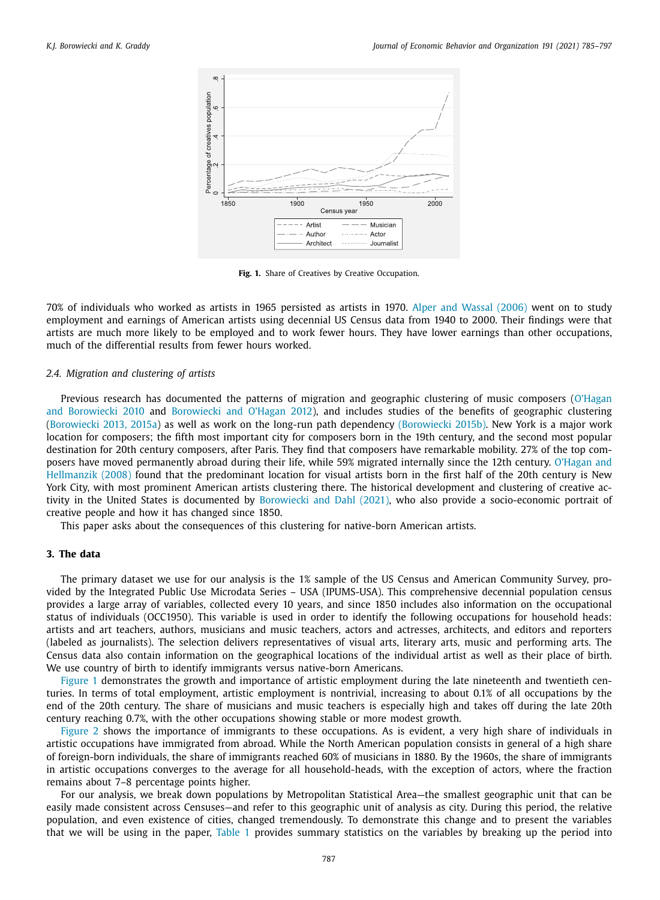Fig. 1. Share of Creatives by Creative Occupation.

70% of individuals who worked as artists in 1965 persisted as artists in 1970. Alper and Wassal (2006) went on to study employment and earnings of American artists using decennial US Census data from 1940 to 2000. Their findings were that artists are much more likely to be employed and to work fewer hours. They have lower earnings than other occupations, much of the differential results from fewer hours worked.

### 2.4. Migration and clustering of artists

Previous research has documented the patterns of migration and geographic clustering of music composers (O'Hagan and Borowiecki 2010 and Borowiecki and O'Hagan 2012), and includes studies of the benefits of geographic clustering (Borowiecki 2013, 2015a) as well as work on the long-run path dependency (Borowiecki 2015b). New York is a major work location for composers; the fifth most important city for composers born in the 19th century, and the second most popular destination for 20th century composers, after Paris. They find that composers have remarkable mobility. 27% of the top composers have moved permanently abroad during their life, while 59% migrated internally since the 12th century. O'Hagan and Hellmanzik (2008) found that the predominant location for visual artists born in the first half of the 20th century is New York City, with most prominent American artists clustering there. The historical development and clustering of creative activity in the United States is documented by Borowiecki and Dahl (2021), who also provide a socio-economic portrait of creative people and how it has changed since 1850.

This paper asks about the consequences of this clustering for native-born American artists.

## 3. The data

The primary dataset we use for our analysis is the 1% sample of the US Census and American Community Survey, provided by the Integrated Public Use Microdata Series – USA (IPUMS-USA). This comprehensive decennial population census provides a large array of variables, collected every 10 years, and since 1850 includes also information on the occupational status of individuals (OCC1950). This variable is used in order to identify the following occupations for household heads: artists and art teachers, authors, musicians and music teachers, actors and actresses, architects, and editors and reporters (labeled as journalists). The selection delivers representatives of visual arts, literary arts, music and performing arts. The Census data also contain information on the geographical locations of the individual artist as well as their place of birth. We use country of birth to identify immigrants versus native-born Americans.

Figure 1 demonstrates the growth and importance of artistic employment during the late nineteenth and twentieth centuries. In terms of total employment, artistic employment is nontrivial, increasing to about 0.1% of all occupations by the end of the 20th century. The share of musicians and music teachers is especially high and takes off during the late 20th century reaching 0.7%, with the other occupations showing stable or more modest growth.

Figure 2 shows the importance of immigrants to these occupations. As is evident, a very high share of individuals in artistic occupations have immigrated from abroad. While the North American population consists in general of a high share of foreign-born individuals, the share of immigrants reached 60% of musicians in 1880. By the 1960s, the share of immigrants in artistic occupations converges to the average for all household-heads, with the exception of actors, where the fraction remains about 7–8 percentage points higher.

For our analysis, we break down populations by Metropolitan Statistical Area—the smallest geographic unit that can be easily made consistent across Censuses—and refer to this geographic unit of analysis as city. During this period, the relative population, and even existence of cities, changed tremendously. To demonstrate this change and to present the variables that we will be using in the paper, Table 1 provides summary statistics on the variables by breaking up the period into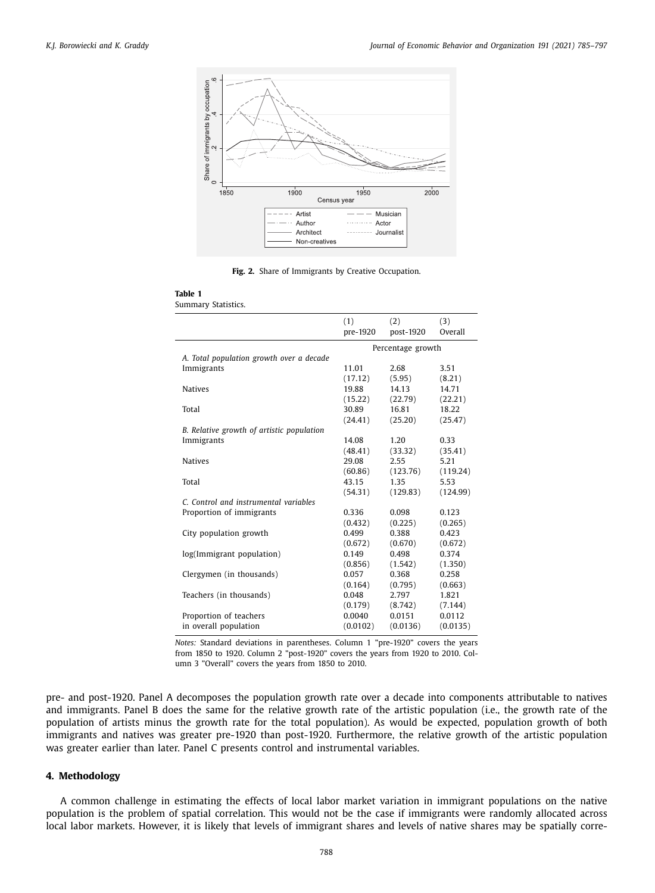Fig. 2. Share of Immigrants by Creative Occupation.

**Table 1**
Summary Statistics.

| | (1) pre-1920 | (2) post-1920 | (3) Overall |
|---|---|---|---|
| | Percentage growth | | |
| *A. Total population growth over a decade* | | | |
| Immigrants | 11.01 | 2.68 | 3.51 |
| | (17.12) | (5.95) | (8.21) |
| Natives | 19.88 | 14.13 | 14.71 |
| | (15.22) | (22.79) | (22.21) |
| Total | 30.89 | 16.81 | 18.22 |
| | (24.41) | (25.20) | (25.47) |
| *B. Relative growth of artistic population* | | | |
| Immigrants | 14.08 | 1.20 | 0.33 |
| | (48.41) | (33.32) | (35.41) |
| Natives | 29.08 | 2.55 | 5.21 |
| | (60.86) | (123.76) | (119.24) |
| Total | 43.15 | 1.35 | 5.53 |
| | (54.31) | (129.83) | (124.99) |
| *C. Control and instrumental variables* | | | |
| Proportion of immigrants | 0.336 | 0.098 | 0.123 |
| | (0.432) | (0.225) | (0.265) |
| City population growth | 0.499 | 0.388 | 0.423 |
| | (0.672) | (0.670) | (0.672) |
| log(Immigrant population) | 0.149 | 0.498 | 0.374 |
| | (0.856) | (1.542) | (1.350) |
| Clergymen (in thousands) | 0.057 | 0.368 | 0.258 |
| | (0.164) | (0.795) | (0.663) |
| Teachers (in thousands) | 0.048 | 2.797 | 1.821 |
| | (0.179) | (8.742) | (7.144) |
| Proportion of teachers in overall population | 0.0040 | 0.0151 | 0.0112 |
| | (0.0102) | (0.0136) | (0.0135) |

*Notes:* Standard deviations in parentheses. Column 1 "pre-1920" covers the years from 1850 to 1920. Column 2 "post-1920" covers the years from 1920 to 2010. Column 3 "Overall" covers the years from 1850 to 2010.

pre- and post-1920. Panel A decomposes the population growth rate over a decade into components attributable to natives and immigrants. Panel B does the same for the relative growth rate of the artistic population (i.e., the growth rate of the population of artists minus the growth rate for the total population). As would be expected, population growth of both immigrants and natives was greater pre-1920 than post-1920. Furthermore, the relative growth of the artistic population was greater earlier than later. Panel C presents control and instrumental variables.

## 4. Methodology

A common challenge in estimating the effects of local labor market variation in immigrant populations on the native population is the problem of spatial correlation. This would not be the case if immigrants were randomly allocated across local labor markets. However, it is likely that levels of immigrant shares and levels of native shares may be spatially corre-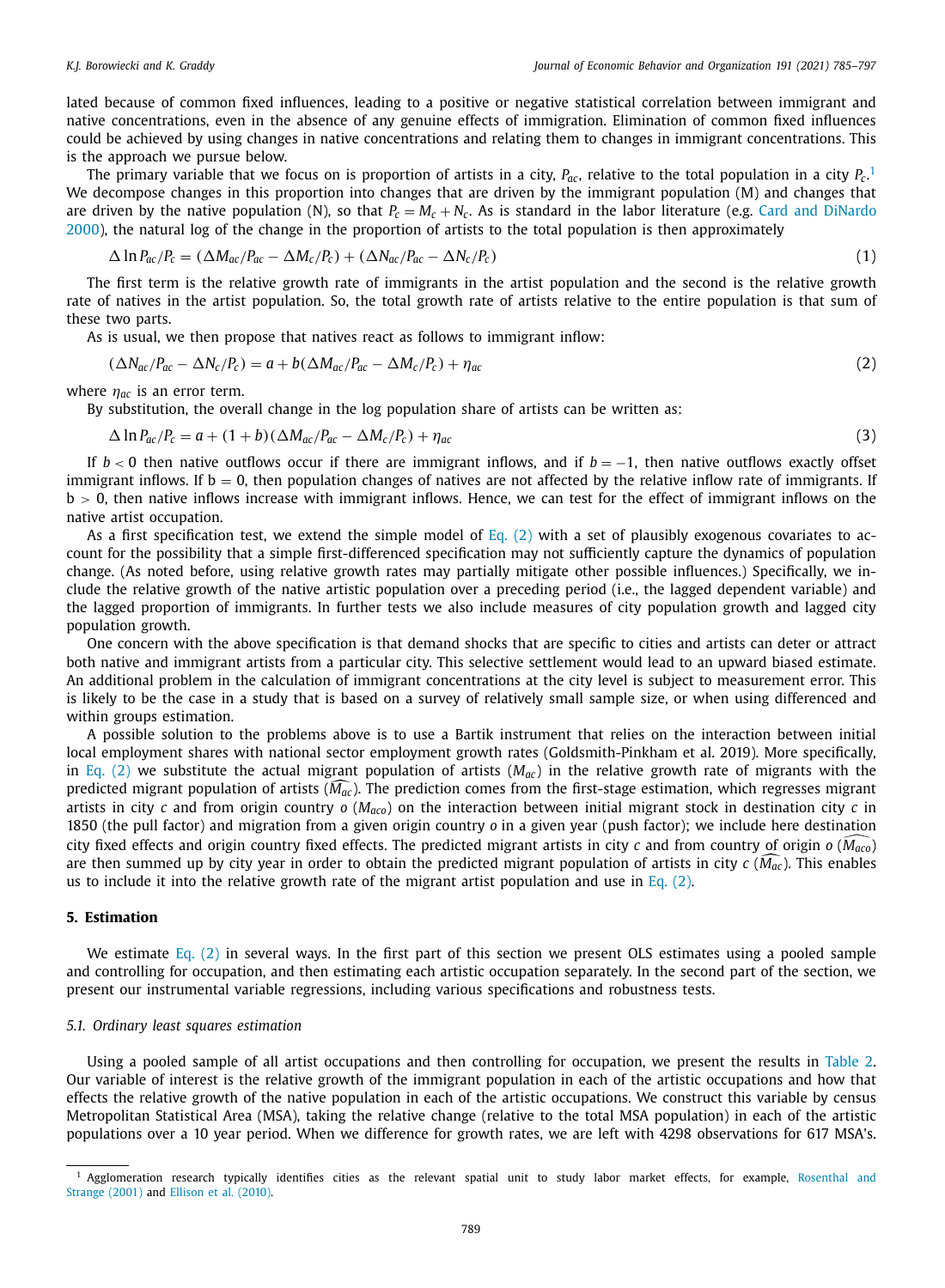lated because of common fixed influences, leading to a positive or negative statistical correlation between immigrant and native concentrations, even in the absence of any genuine effects of immigration. Elimination of common fixed influences could be achieved by using changes in native concentrations and relating them to changes in immigrant concentrations. This is the approach we pursue below.

The primary variable that we focus on is proportion of artists in a city, $P_{ac}$, relative to the total population in a city $P_c$.[1] We decompose changes in this proportion into changes that are driven by the immigrant population (M) and changes that are driven by the native population (N), so that $P_c = M_c + N_c$. As is standard in the labor literature (e.g. Card and DiNardo 2000), the natural log of the change in the proportion of artists to the total population is then approximately

$$\Delta \ln P_{ac}/P_c = (\Delta M_{ac}/P_{ac} - \Delta M_c/P_c) + (\Delta N_{ac}/P_{ac} - \Delta N_c/P_c) \tag{1}$$

The first term is the relative growth rate of immigrants in the artist population and the second is the relative growth rate of natives in the artist population. So, the total growth rate of artists relative to the entire population is that sum of these two parts.

As is usual, we then propose that natives react as follows to immigrant inflow:

$$(\Delta N_{ac}/P_{ac} - \Delta N_c/P_c) = a + b(\Delta M_{ac}/P_{ac} - \Delta M_c/P_c) + \eta_{ac} \tag{2}$$

where $\eta_{ac}$ is an error term.

By substitution, the overall change in the log population share of artists can be written as:

$$\Delta \ln P_{ac}/P_c = a + (1+b)(\Delta M_{ac}/P_{ac} - \Delta M_c/P_c) + \eta_{ac} \tag{3}$$

If $b < 0$ then native outflows occur if there are immigrant inflows, and if $b = -1$, then native outflows exactly offset immigrant inflows. If $b = 0$, then population changes of natives are not affected by the relative inflow rate of immigrants. If $b > 0$, then native inflows increase with immigrant inflows. Hence, we can test for the effect of immigrant inflows on the native artist occupation.

As a first specification test, we extend the simple model of Eq. (2) with a set of plausibly exogenous covariates to account for the possibility that a simple first-differenced specification may not sufficiently capture the dynamics of population change. (As noted before, using relative growth rates may partially mitigate other possible influences.) Specifically, we include the relative growth of the native artistic population over a preceding period (i.e., the lagged dependent variable) and the lagged proportion of immigrants. In further tests we also include measures of city population growth and lagged city population growth.

One concern with the above specification is that demand shocks that are specific to cities and artists can deter or attract both native and immigrant artists from a particular city. This selective settlement would lead to an upward biased estimate. An additional problem in the calculation of immigrant concentrations at the city level is subject to measurement error. This is likely to be the case in a study that is based on a survey of relatively small sample size, or when using differenced and within groups estimation.

A possible solution to the problems above is to use a Bartik instrument that relies on the interaction between initial local employment shares with national sector employment growth rates (Goldsmith-Pinkham et al. 2019). More specifically, in Eq. (2) we substitute the actual migrant population of artists ($M_{ac}$) in the relative growth rate of migrants with the predicted migrant population of artists ($\widehat{M_{ac}}$). The prediction comes from the first-stage estimation, which regresses migrant artists in city $c$ and from origin country $o$ ($M_{aco}$) on the interaction between initial migrant stock in destination city $c$ in 1850 (the pull factor) and migration from a given origin country $o$ in a given year (push factor); we include here destination city fixed effects and origin country fixed effects. The predicted migrant artists in city $c$ and from country of origin $o$ ($\widehat{M_{aco}}$) are then summed up by city year in order to obtain the predicted migrant population of artists in city $c$ ($\widehat{M_{ac}}$). This enables us to include it into the relative growth rate of the migrant artist population and use in Eq. (2).

## 5. Estimation

We estimate Eq. (2) in several ways. In the first part of this section we present OLS estimates using a pooled sample and controlling for occupation, and then estimating each artistic occupation separately. In the second part of the section, we present our instrumental variable regressions, including various specifications and robustness tests.

### 5.1. Ordinary least squares estimation

Using a pooled sample of all artist occupations and then controlling for occupation, we present the results in Table 2. Our variable of interest is the relative growth of the immigrant population in each of the artistic occupations and how that effects the relative growth of the native population in each of the artistic occupations. We construct this variable by census Metropolitan Statistical Area (MSA), taking the relative change (relative to the total MSA population) in each of the artistic populations over a 10 year period. When we difference for growth rates, we are left with 4298 observations for 617 MSA's.

[1] Agglomeration research typically identifies cities as the relevant spatial unit to study labor market effects, for example, Rosenthal and Strange (2001) and Ellison et al. (2010).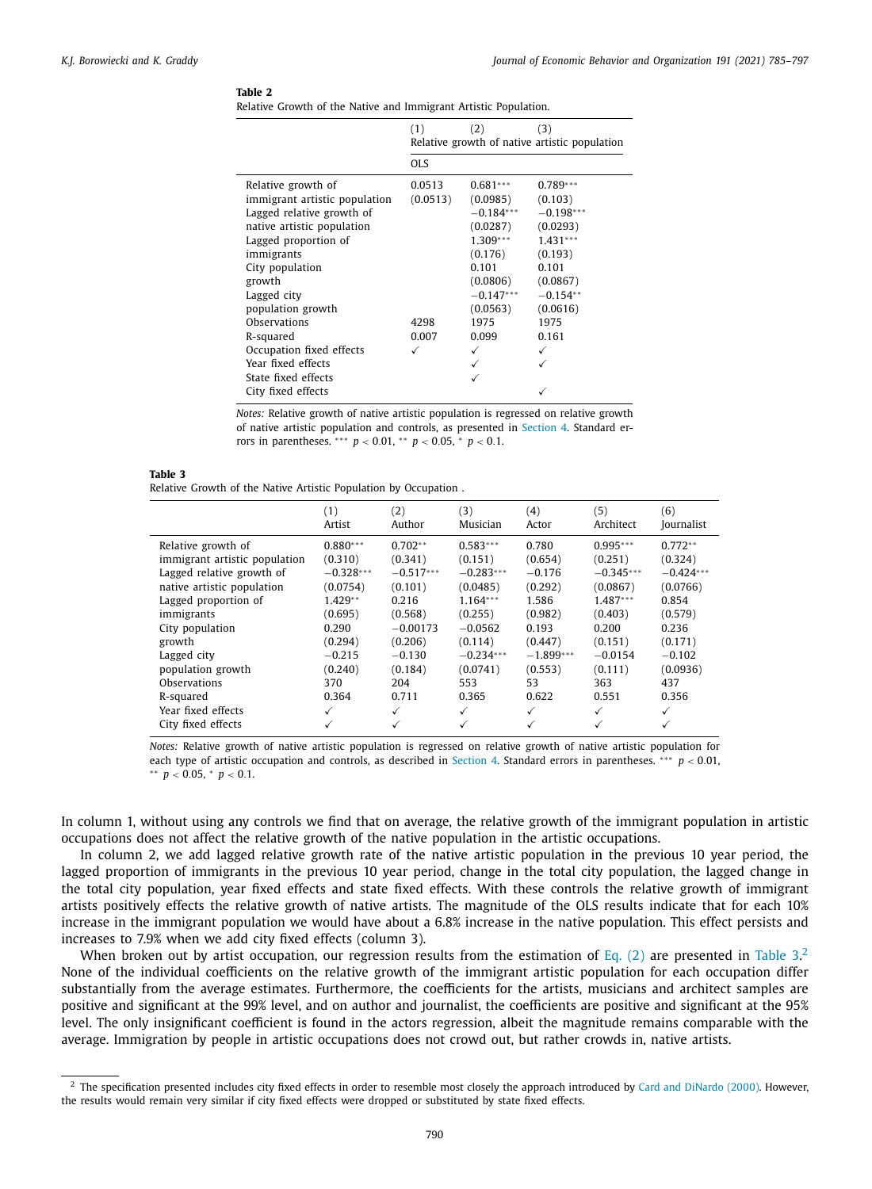**Table 2**
Relative Growth of the Native and Immigrant Artistic Population.

| | (1) | (2) | (3) |
|---|---|---|---|
| | Relative growth of native artistic population | | |
| | OLS | | |
| Relative growth of immigrant artistic population | 0.0513 | 0.681*** | 0.789*** |
| | (0.0513) | (0.0985) | (0.103) |
| Lagged relative growth of native artistic population | | −0.184*** | −0.198*** |
| | | (0.0287) | (0.0293) |
| Lagged proportion of immigrants | | 1.309*** | 1.431*** |
| | | (0.176) | (0.193) |
| City population growth | | 0.101 | 0.101 |
| | | (0.0806) | (0.0867) |
| Lagged city population growth | | −0.147*** | −0.154** |
| | | (0.0563) | (0.0616) |
| Observations | 4298 | 1975 | 1975 |
| R-squared | 0.007 | 0.099 | 0.161 |
| Occupation fixed effects | ✓ | ✓ | ✓ |
| Year fixed effects | | ✓ | ✓ |
| State fixed effects | | ✓ | |
| City fixed effects | | | ✓ |

*Notes:* Relative growth of native artistic population is regressed on relative growth of native artistic population and controls, as presented in Section 4. Standard errors in parentheses. *** $p < 0.01$, ** $p < 0.05$, * $p < 0.1$.

**Table 3**
Relative Growth of the Native Artistic Population by Occupation .

| | (1) Artist | (2) Author | (3) Musician | (4) Actor | (5) Architect | (6) Journalist |
|---|---|---|---|---|---|---|
| Relative growth of immigrant artistic population | 0.880*** | 0.702** | 0.583*** | 0.780 | 0.995*** | 0.772** |
| | (0.310) | (0.341) | (0.151) | (0.654) | (0.251) | (0.324) |
| Lagged relative growth of native artistic population | −0.328*** | −0.517*** | −0.283*** | −0.176 | −0.345*** | −0.424*** |
| | (0.0754) | (0.101) | (0.0485) | (0.292) | (0.0867) | (0.0766) |
| Lagged proportion of immigrants | 1.429** | 0.216 | 1.164*** | 1.586 | 1.487*** | 0.854 |
| | (0.695) | (0.568) | (0.255) | (0.982) | (0.403) | (0.579) |
| City population growth | 0.290 | −0.00173 | −0.0562 | 0.193 | 0.200 | 0.236 |
| | (0.294) | (0.206) | (0.114) | (0.447) | (0.151) | (0.171) |
| Lagged city population growth | −0.215 | −0.130 | −0.234*** | −1.899*** | −0.0154 | −0.102 |
| | (0.240) | (0.184) | (0.0741) | (0.553) | (0.111) | (0.0936) |
| Observations | 370 | 204 | 553 | 53 | 363 | 437 |
| R-squared | 0.364 | 0.711 | 0.365 | 0.622 | 0.551 | 0.356 |
| Year fixed effects | ✓ | ✓ | ✓ | ✓ | ✓ | ✓ |
| City fixed effects | ✓ | ✓ | ✓ | ✓ | ✓ | ✓ |

*Notes:* Relative growth of native artistic population is regressed on relative growth of native artistic population for each type of artistic occupation and controls, as described in Section 4. Standard errors in parentheses. *** $p < 0.01$, ** $p < 0.05$, * $p < 0.1$.

In column 1, without using any controls we find that on average, the relative growth of the immigrant population in artistic occupations does not affect the relative growth of the native population in the artistic occupations.

In column 2, we add lagged relative growth rate of the native artistic population in the previous 10 year period, the lagged proportion of immigrants in the previous 10 year period, change in the total city population, the lagged change in the total city population, year fixed effects and state fixed effects. With these controls the relative growth of immigrant artists positively effects the relative growth of native artists. The magnitude of the OLS results indicate that for each 10% increase in the immigrant population we would have about a 6.8% increase in the native population. This effect persists and increases to 7.9% when we add city fixed effects (column 3).

When broken out by artist occupation, our regression results from the estimation of Eq. (2) are presented in Table 3.[2] None of the individual coefficients on the relative growth of the immigrant artistic population for each occupation differ substantially from the average estimates. Furthermore, the coefficients for the artists, musicians and architect samples are positive and significant at the 99% level, and on author and journalist, the coefficients are positive and significant at the 95% level. The only insignificant coefficient is found in the actors regression, albeit the magnitude remains comparable with the average. Immigration by people in artistic occupations does not crowd out, but rather crowds in, native artists.

[2] The specification presented includes city fixed effects in order to resemble most closely the approach introduced by Card and DiNardo (2000). However, the results would remain very similar if city fixed effects were dropped or substituted by state fixed effects.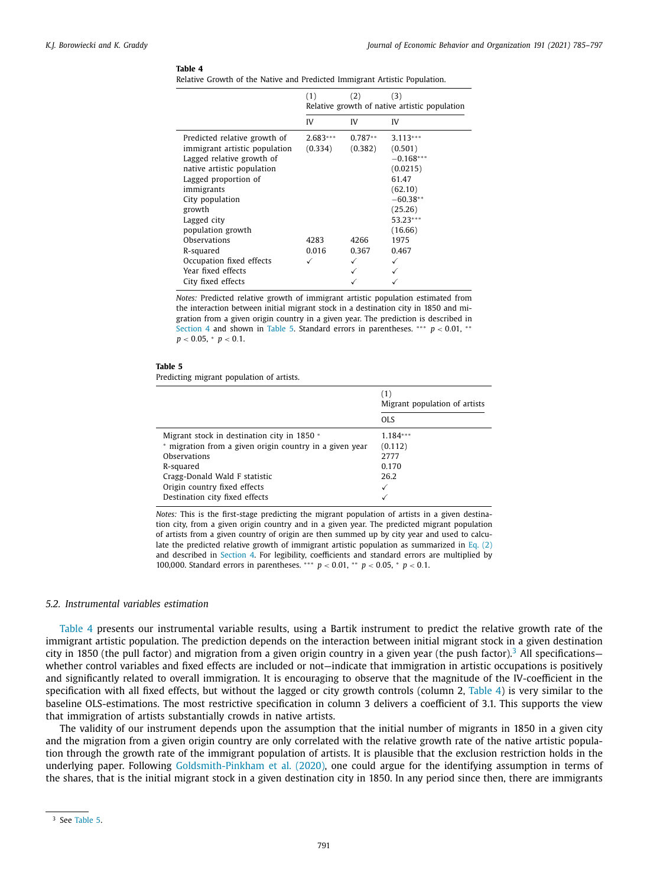**Table 4**
Relative Growth of the Native and Predicted Immigrant Artistic Population.

| | (1) | (2) | (3) |
|---|---|---|---|
| | Relative growth of native artistic population | | |
| | IV | IV | IV |
| Predicted relative growth of immigrant artistic population | 2.683*** | 0.787** | 3.113*** |
| | (0.334) | (0.382) | (0.501) |
| Lagged relative growth of native artistic population | | | −0.168*** |
| | | | (0.0215) |
| Lagged proportion of immigrants | | | 61.47 |
| | | | (62.10) |
| City population growth | | | −60.38** |
| | | | (25.26) |
| Lagged city population growth | | | 53.23*** |
| | | | (16.66) |
| Observations | 4283 | 4266 | 1975 |
| R-squared | 0.016 | 0.367 | 0.467 |
| Occupation fixed effects | ✓ | ✓ | ✓ |
| Year fixed effects | | ✓ | ✓ |
| City fixed effects | | ✓ | ✓ |

*Notes:* Predicted relative growth of immigrant artistic population estimated from the interaction between initial migrant stock in a destination city in 1850 and migration from a given origin country in a given year. The prediction is described in Section 4 and shown in Table 5. Standard errors in parentheses. *** $p < 0.01$, ** $p < 0.05$, * $p < 0.1$.

**Table 5**
Predicting migrant population of artists.

| | (1) |
|---|---|
| | Migrant population of artists |
| | OLS |
| Migrant stock in destination city in 1850 * * migration from a given origin country in a given year | 1.184*** |
| | (0.112) |
| Observations | 2777 |
| R-squared | 0.170 |
| Cragg-Donald Wald F statistic | 26.2 |
| Origin country fixed effects | ✓ |
| Destination city fixed effects | ✓ |

*Notes:* This is the first-stage predicting the migrant population of artists in a given destination city, from a given origin country and in a given year. The predicted migrant population of artists from a given country of origin are then summed up by city year and used to calculate the predicted relative growth of immigrant artistic population as summarized in Eq. (2) and described in Section 4. For legibility, coefficients and standard errors are multiplied by 100,000. Standard errors in parentheses. *** $p < 0.01$, ** $p < 0.05$, * $p < 0.1$.

### 5.2. Instrumental variables estimation

Table 4 presents our instrumental variable results, using a Bartik instrument to predict the relative growth rate of the immigrant artistic population. The prediction depends on the interaction between initial migrant stock in a given destination city in 1850 (the pull factor) and migration from a given origin country in a given year (the push factor).[3] All specifications—whether control variables and fixed effects are included or not—indicate that immigration in artistic occupations is positively and significantly related to overall immigration. It is encouraging to observe that the magnitude of the IV-coefficient in the specification with all fixed effects, but without the lagged or city growth controls (column 2, Table 4) is very similar to the baseline OLS-estimations. The most restrictive specification in column 3 delivers a coefficient of 3.1. This supports the view that immigration of artists substantially crowds in native artists.

The validity of our instrument depends upon the assumption that the initial number of migrants in 1850 in a given city and the migration from a given origin country are only correlated with the relative growth rate of the native artistic population through the growth rate of the immigrant population of artists. It is plausible that the exclusion restriction holds in the underlying paper. Following Goldsmith-Pinkham et al. (2020), one could argue for the identifying assumption in terms of the shares, that is the initial migrant stock in a given destination city in 1850. In any period since then, there are immigrants

[3] See Table 5.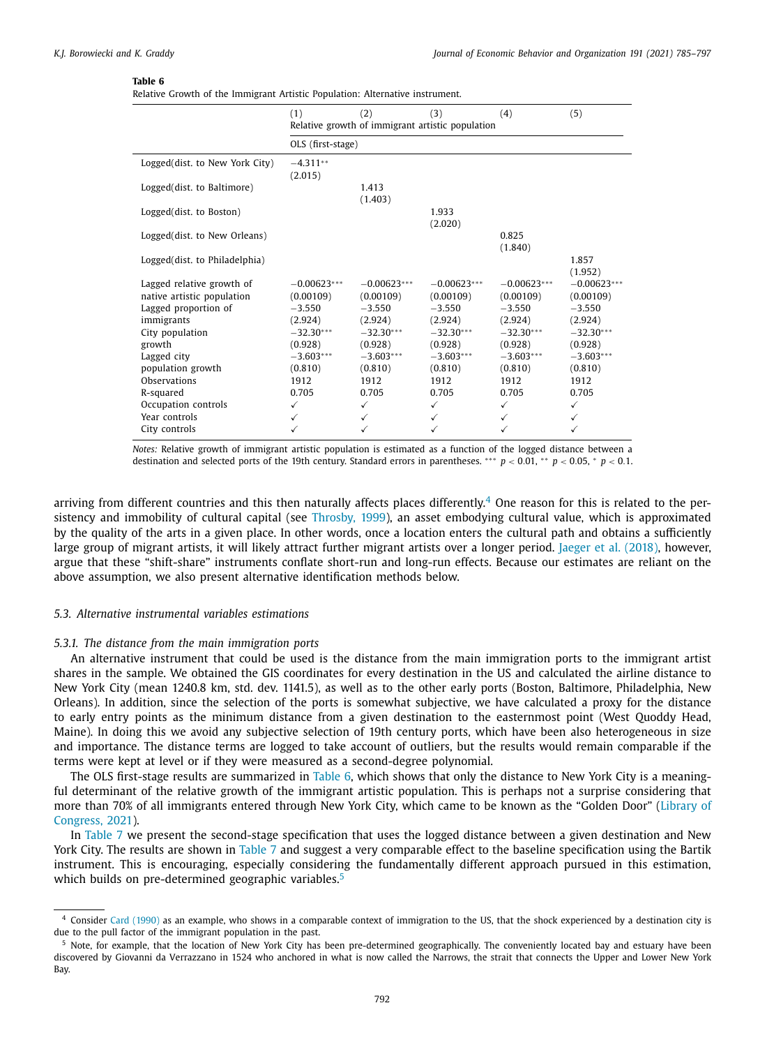**Table 6**
Relative Growth of the Immigrant Artistic Population: Alternative instrument.

| | (1) | (2) | (3) | (4) | (5) |
|---|---|---|---|---|---|
| | Relative growth of immigrant artistic population | | | | |
| | OLS (first-stage) | | | | |
| Logged(dist. to New York City) | −4.311** (2.015) | | | | |
| Logged(dist. to Baltimore) | | 1.413 (1.403) | | | |
| Logged(dist. to Boston) | | | 1.933 (2.020) | | |
| Logged(dist. to New Orleans) | | | | 0.825 (1.840) | |
| Logged(dist. to Philadelphia) | | | | | 1.857 (1.952) |
| Lagged relative growth of native artistic population | −0.00623*** (0.00109) | −0.00623*** (0.00109) | −0.00623*** (0.00109) | −0.00623*** (0.00109) | −0.00623*** (0.00109) |
| Lagged proportion of immigrants | −3.550 (2.924) | −3.550 (2.924) | −3.550 (2.924) | −3.550 (2.924) | −3.550 (2.924) |
| City population growth | −32.30*** (0.928) | −32.30*** (0.928) | −32.30*** (0.928) | −32.30*** (0.928) | −32.30*** (0.928) |
| Lagged city population growth | −3.603*** (0.810) | −3.603*** (0.810) | −3.603*** (0.810) | −3.603*** (0.810) | −3.603*** (0.810) |
| Observations | 1912 | 1912 | 1912 | 1912 | 1912 |
| R-squared | 0.705 | 0.705 | 0.705 | 0.705 | 0.705 |
| Occupation controls | ✓ | ✓ | ✓ | ✓ | ✓ |
| Year controls | ✓ | ✓ | ✓ | ✓ | ✓ |
| City controls | ✓ | ✓ | ✓ | ✓ | ✓ |

*Notes:* Relative growth of immigrant artistic population is estimated as a function of the logged distance between a destination and selected ports of the 19th century. Standard errors in parentheses. *** $p < 0.01$, ** $p < 0.05$, * $p < 0.1$.

arriving from different countries and this then naturally affects places differently.[4] One reason for this is related to the persistency and immobility of cultural capital (see Throsby, 1999), an asset embodying cultural value, which is approximated by the quality of the arts in a given place. In other words, once a location enters the cultural path and obtains a sufficiently large group of migrant artists, it will likely attract further migrant artists over a longer period. Jaeger et al. (2018), however, argue that these "shift-share" instruments conflate short-run and long-run effects. Because our estimates are reliant on the above assumption, we also present alternative identification methods below.

### 5.3. Alternative instrumental variables estimations

#### 5.3.1. The distance from the main immigration ports

An alternative instrument that could be used is the distance from the main immigration ports to the immigrant artist shares in the sample. We obtained the GIS coordinates for every destination in the US and calculated the airline distance to New York City (mean 1240.8 km, std. dev. 1141.5), as well as to the other early ports (Boston, Baltimore, Philadelphia, New Orleans). In addition, since the selection of the ports is somewhat subjective, we have calculated a proxy for the distance to early entry points as the minimum distance from a given destination to the easternmost point (West Quoddy Head, Maine). In doing this we avoid any subjective selection of 19th century ports, which have been also heterogeneous in size and importance. The distance terms are logged to take account of outliers, but the results would remain comparable if the terms were kept at level or if they were measured as a second-degree polynomial.

The OLS first-stage results are summarized in Table 6, which shows that only the distance to New York City is a meaningful determinant of the relative growth of the immigrant artistic population. This is perhaps not a surprise considering that more than 70% of all immigrants entered through New York City, which came to be known as the "Golden Door" (Library of Congress, 2021).

In Table 7 we present the second-stage specification that uses the logged distance between a given destination and New York City. The results are shown in Table 7 and suggest a very comparable effect to the baseline specification using the Bartik instrument. This is encouraging, especially considering the fundamentally different approach pursued in this estimation, which builds on pre-determined geographic variables.[5]

[4] Consider Card (1990) as an example, who shows in a comparable context of immigration to the US, that the shock experienced by a destination city is due to the pull factor of the immigrant population in the past.

[5] Note, for example, that the location of New York City has been pre-determined geographically. The conveniently located bay and estuary have been discovered by Giovanni da Verrazzano in 1524 who anchored in what is now called the Narrows, the strait that connects the Upper and Lower New York Bay.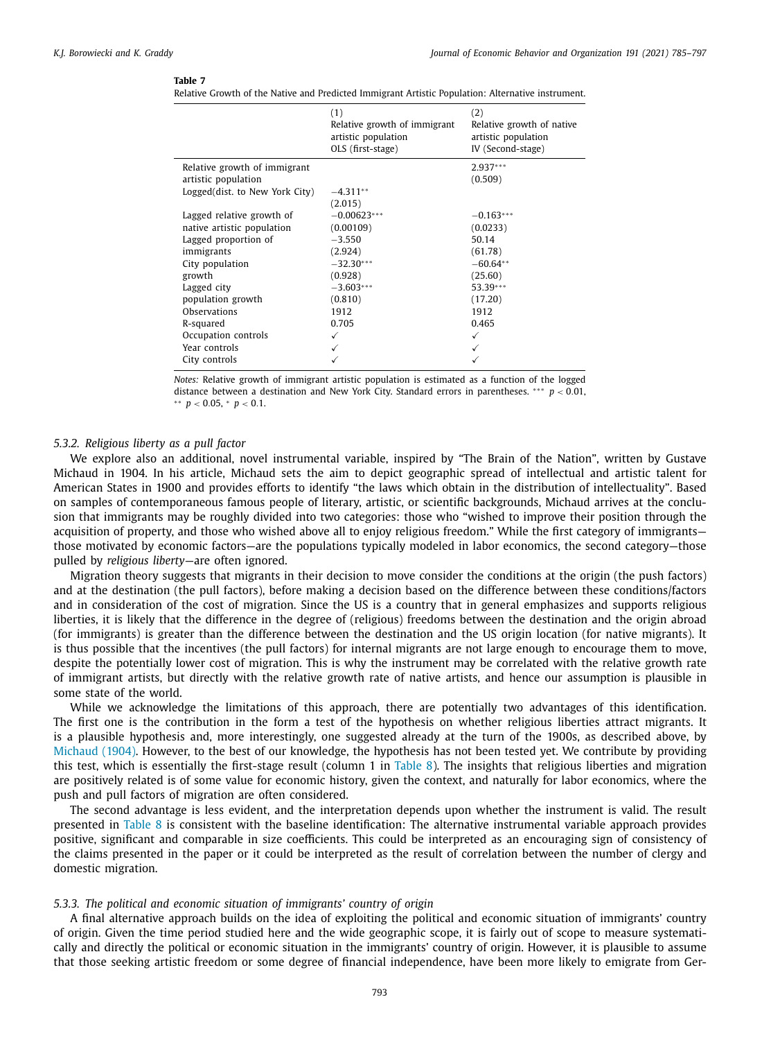**Table 7**
Relative Growth of the Native and Predicted Immigrant Artistic Population: Alternative instrument.

| | (1) Relative growth of immigrant artistic population OLS (first-stage) | (2) Relative growth of native artistic population IV (Second-stage) |
|---|---|---|
| Relative growth of immigrant artistic population | | 2.937*** |
| | | (0.509) |
| Logged(dist. to New York City) | −4.311** | |
| | (2.015) | |
| Lagged relative growth of native artistic population | −0.00623*** | −0.163*** |
| | (0.00109) | (0.0233) |
| Lagged proportion of immigrants | −3.550 | 50.14 |
| | (2.924) | (61.78) |
| City population growth | −32.30*** | −60.64** |
| | (0.928) | (25.60) |
| Lagged city population growth | −3.603*** | 53.39*** |
| | (0.810) | (17.20) |
| Observations | 1912 | 1912 |
| R-squared | 0.705 | 0.465 |
| Occupation controls | ✓ | ✓ |
| Year controls | ✓ | ✓ |
| City controls | ✓ | ✓ |

*Notes:* Relative growth of immigrant artistic population is estimated as a function of the logged distance between a destination and New York City. Standard errors in parentheses. *** $p < 0.01$, ** $p < 0.05$, * $p < 0.1$.

#### 5.3.2. Religious liberty as a pull factor

We explore also an additional, novel instrumental variable, inspired by "The Brain of the Nation", written by Gustave Michaud in 1904. In his article, Michaud sets the aim to depict geographic spread of intellectual and artistic talent for American States in 1900 and provides efforts to identify "the laws which obtain in the distribution of intellectuality". Based on samples of contemporaneous famous people of literary, artistic, or scientific backgrounds, Michaud arrives at the conclusion that immigrants may be roughly divided into two categories: those who "wished to improve their position through the acquisition of property, and those who wished above all to enjoy religious freedom." While the first category of immigrants—those motivated by economic factors—are the populations typically modeled in labor economics, the second category—those pulled by *religious liberty*—are often ignored.

Migration theory suggests that migrants in their decision to move consider the conditions at the origin (the push factors) and at the destination (the pull factors), before making a decision based on the difference between these conditions/factors and in consideration of the cost of migration. Since the US is a country that in general emphasizes and supports religious liberties, it is likely that the difference in the degree of (religious) freedoms between the destination and the origin abroad (for immigrants) is greater than the difference between the destination and the US origin location (for native migrants). It is thus possible that the incentives (the pull factors) for internal migrants are not large enough to encourage them to move, despite the potentially lower cost of migration. This is why the instrument may be correlated with the relative growth rate of immigrant artists, but directly with the relative growth rate of native artists, and hence our assumption is plausible in some state of the world.

While we acknowledge the limitations of this approach, there are potentially two advantages of this identification. The first one is the contribution in the form a test of the hypothesis on whether religious liberties attract migrants. It is a plausible hypothesis and, more interestingly, one suggested already at the turn of the 1900s, as described above, by Michaud (1904). However, to the best of our knowledge, the hypothesis has not been tested yet. We contribute by providing this test, which is essentially the first-stage result (column 1 in Table 8). The insights that religious liberties and migration are positively related is of some value for economic history, given the context, and naturally for labor economics, where the push and pull factors of migration are often considered.

The second advantage is less evident, and the interpretation depends upon whether the instrument is valid. The result presented in Table 8 is consistent with the baseline identification: The alternative instrumental variable approach provides positive, significant and comparable in size coefficients. This could be interpreted as an encouraging sign of consistency of the claims presented in the paper or it could be interpreted as the result of correlation between the number of clergy and domestic migration.

#### 5.3.3. The political and economic situation of immigrants' country of origin

A final alternative approach builds on the idea of exploiting the political and economic situation of immigrants' country of origin. Given the time period studied here and the wide geographic scope, it is fairly out of scope to measure systematically and directly the political or economic situation in the immigrants' country of origin. However, it is plausible to assume that those seeking artistic freedom or some degree of financial independence, have been more likely to emigrate from Ger-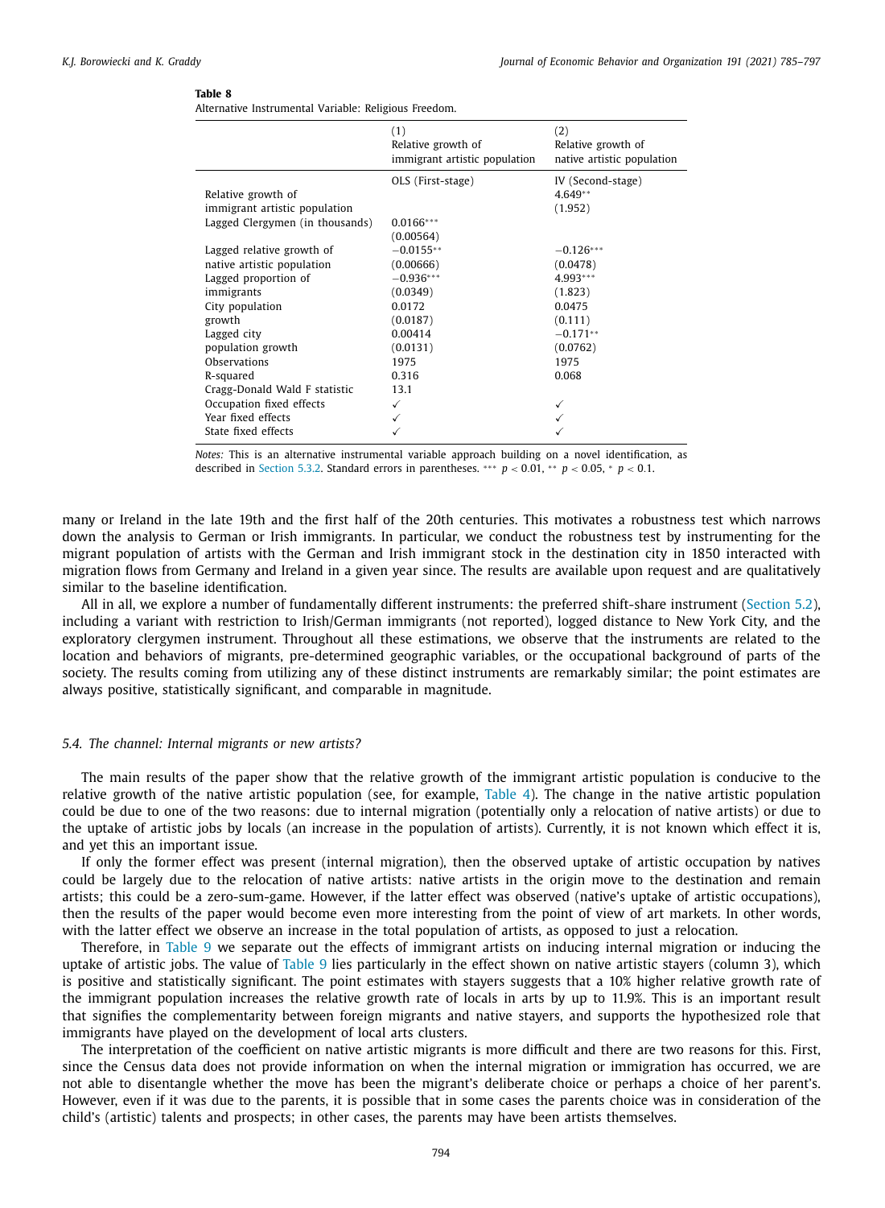**Table 8**
Alternative Instrumental Variable: Religious Freedom.

| | (1) Relative growth of immigrant artistic population | (2) Relative growth of native artistic population |
|---|---|---|
| | OLS (First-stage) | IV (Second-stage) |
| Relative growth of immigrant artistic population | | 4.649** |
| | | (1.952) |
| Lagged Clergymen (in thousands) | 0.0166*** | |
| | (0.00564) | |
| Lagged relative growth of native artistic population | −0.0155** | −0.126*** |
| | (0.00666) | (0.0478) |
| Lagged proportion of immigrants | −0.936*** | 4.993*** |
| | (0.0349) | (1.823) |
| City population growth | 0.0172 | 0.0475 |
| | (0.0187) | (0.111) |
| Lagged city population growth | 0.00414 | −0.171** |
| | (0.0131) | (0.0762) |
| Observations | 1975 | 1975 |
| R-squared | 0.316 | 0.068 |
| Cragg-Donald Wald F statistic | 13.1 | |
| Occupation fixed effects | ✓ | ✓ |
| Year fixed effects | ✓ | ✓ |
| State fixed effects | ✓ | ✓ |

*Notes:* This is an alternative instrumental variable approach building on a novel identification, as described in Section 5.3.2. Standard errors in parentheses. *** $p < 0.01$, ** $p < 0.05$, * $p < 0.1$.

many or Ireland in the late 19th and the first half of the 20th centuries. This motivates a robustness test which narrows down the analysis to German or Irish immigrants. In particular, we conduct the robustness test by instrumenting for the migrant population of artists with the German and Irish immigrant stock in the destination city in 1850 interacted with migration flows from Germany and Ireland in a given year since. The results are available upon request and are qualitatively similar to the baseline identification.

All in all, we explore a number of fundamentally different instruments: the preferred shift-share instrument (Section 5.2), including a variant with restriction to Irish/German immigrants (not reported), logged distance to New York City, and the exploratory clergymen instrument. Throughout all these estimations, we observe that the instruments are related to the location and behaviors of migrants, pre-determined geographic variables, or the occupational background of parts of the society. The results coming from utilizing any of these distinct instruments are remarkably similar; the point estimates are always positive, statistically significant, and comparable in magnitude.

### *5.4. The channel: Internal migrants or new artists?*

The main results of the paper show that the relative growth of the immigrant artistic population is conducive to the relative growth of the native artistic population (see, for example, Table 4). The change in the native artistic population could be due to one of the two reasons: due to internal migration (potentially only a relocation of native artists) or due to the uptake of artistic jobs by locals (an increase in the population of artists). Currently, it is not known which effect it is, and yet this an important issue.

If only the former effect was present (internal migration), then the observed uptake of artistic occupation by natives could be largely due to the relocation of native artists: native artists in the origin move to the destination and remain artists; this could be a zero-sum-game. However, if the latter effect was observed (native's uptake of artistic occupations), then the results of the paper would become even more interesting from the point of view of art markets. In other words, with the latter effect we observe an increase in the total population of artists, as opposed to just a relocation.

Therefore, in Table 9 we separate out the effects of immigrant artists on inducing internal migration or inducing the uptake of artistic jobs. The value of Table 9 lies particularly in the effect shown on native artistic stayers (column 3), which is positive and statistically significant. The point estimates with stayers suggests that a 10% higher relative growth rate of the immigrant population increases the relative growth rate of locals in arts by up to 11.9%. This is an important result that signifies the complementarity between foreign migrants and native stayers, and supports the hypothesized role that immigrants have played on the development of local arts clusters.

The interpretation of the coefficient on native artistic migrants is more difficult and there are two reasons for this. First, since the Census data does not provide information on when the internal migration or immigration has occurred, we are not able to disentangle whether the move has been the migrant's deliberate choice or perhaps a choice of her parent's. However, even if it was due to the parents, it is possible that in some cases the parents choice was in consideration of the child's (artistic) talents and prospects; in other cases, the parents may have been artists themselves.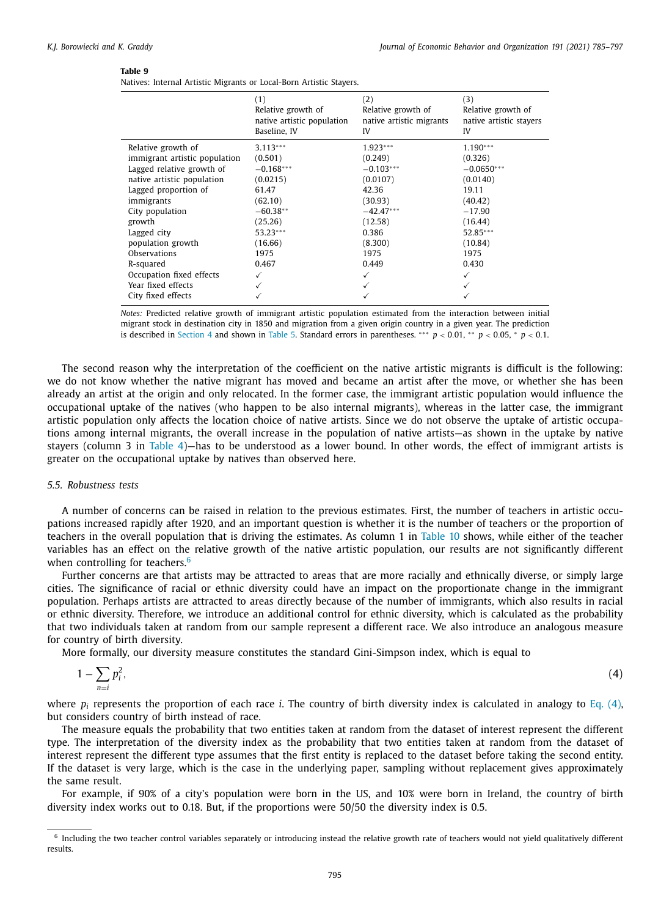**Table 9**
Natives: Internal Artistic Migrants or Local-Born Artistic Stayers.

| | (1) Relative growth of native artistic population Baseline, IV | (2) Relative growth of native artistic migrants IV | (3) Relative growth of native artistic stayers IV |
|---|---|---|---|
| Relative growth of immigrant artistic population | 3.113*** (0.501) | 1.923*** (0.249) | 1.190*** (0.326) |
| Lagged relative growth of native artistic population | −0.168*** (0.0215) | −0.103*** (0.0107) | −0.0650*** (0.0140) |
| Lagged proportion of immigrants | 61.47 (62.10) | 42.36 (30.93) | 19.11 (40.42) |
| City population growth | −60.38** (25.26) | −42.47*** (12.58) | −17.90 (16.44) |
| Lagged city population growth | 53.23*** (16.66) | 0.386 (8.300) | 52.85*** (10.84) |
| Observations | 1975 | 1975 | 1975 |
| R-squared | 0.467 | 0.449 | 0.430 |
| Occupation fixed effects | ✓ | ✓ | ✓ |
| Year fixed effects | ✓ | ✓ | ✓ |
| City fixed effects | ✓ | ✓ | ✓ |

*Notes:* Predicted relative growth of immigrant artistic population estimated from the interaction between initial migrant stock in destination city in 1850 and migration from a given origin country in a given year. The prediction is described in Section 4 and shown in Table 5. Standard errors in parentheses. *** $p < 0.01$, ** $p < 0.05$, * $p < 0.1$.

The second reason why the interpretation of the coefficient on the native artistic migrants is difficult is the following: we do not know whether the native migrant has moved and became an artist after the move, or whether she has been already an artist at the origin and only relocated. In the former case, the immigrant artistic population would influence the occupational uptake of the natives (who happen to be also internal migrants), whereas in the latter case, the immigrant artistic population only affects the location choice of native artists. Since we do not observe the uptake of artistic occupations among internal migrants, the overall increase in the population of native artists—as shown in the uptake by native stayers (column 3 in Table 4)—has to be understood as a lower bound. In other words, the effect of immigrant artists is greater on the occupational uptake by natives than observed here.

### 5.5. Robustness tests

A number of concerns can be raised in relation to the previous estimates. First, the number of teachers in artistic occupations increased rapidly after 1920, and an important question is whether it is the number of teachers or the proportion of teachers in the overall population that is driving the estimates. As column 1 in Table 10 shows, while either of the teacher variables has an effect on the relative growth of the native artistic population, our results are not significantly different when controlling for teachers.[6]

Further concerns are that artists may be attracted to areas that are more racially and ethnically diverse, or simply large cities. The significance of racial or ethnic diversity could have an impact on the proportionate change in the immigrant population. Perhaps artists are attracted to areas directly because of the number of immigrants, which also results in racial or ethnic diversity. Therefore, we introduce an additional control for ethnic diversity, which is calculated as the probability that two individuals taken at random from our sample represent a different race. We also introduce an analogous measure for country of birth diversity.

More formally, our diversity measure constitutes the standard Gini-Simpson index, which is equal to

$$1 - \sum_{n=i} p_i^2, \tag{4}$$

where $p_i$ represents the proportion of each race $i$. The country of birth diversity index is calculated in analogy to Eq. (4), but considers country of birth instead of race.

The measure equals the probability that two entities taken at random from the dataset of interest represent the different type. The interpretation of the diversity index as the probability that two entities taken at random from the dataset of interest represent the different type assumes that the first entity is replaced to the dataset before taking the second entity. If the dataset is very large, which is the case in the underlying paper, sampling without replacement gives approximately the same result.

For example, if 90% of a city's population were born in the US, and 10% were born in Ireland, the country of birth diversity index works out to 0.18. But, if the proportions were 50/50 the diversity index is 0.5.

[6] Including the two teacher control variables separately or introducing instead the relative growth rate of teachers would not yield qualitatively different results.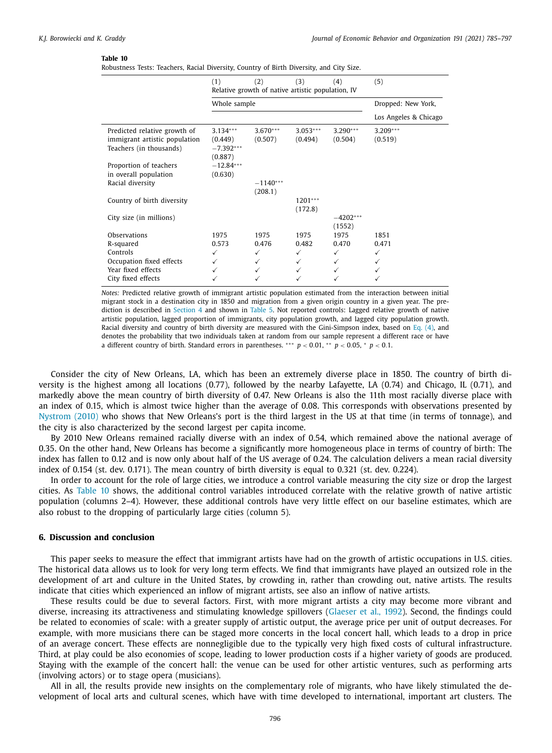**Table 10**
Robustness Tests: Teachers, Racial Diversity, Country of Birth Diversity, and City Size.

| | (1) | (2) | (3) | (4) | (5) |
|---|---|---|---|---|---|
| | Relative growth of native artistic population, IV | | | | |
| | Whole sample | | | | Dropped: New York, Los Angeles & Chicago |
| Predicted relative growth of immigrant artistic population | 3.134*** (0.449) | 3.670*** (0.507) | 3.053*** (0.494) | 3.290*** (0.504) | 3.209*** (0.519) |
| Teachers (in thousands) | −7.392*** (0.887) | | | | |
| Proportion of teachers in overall population | −12.84*** (0.630) | | | | |
| Racial diversity | | −1140*** (208.1) | | | |
| Country of birth diversity | | | 1201*** (172.8) | | |
| City size (in millions) | | | | −4202*** (1552) | |
| Observations | 1975 | 1975 | 1975 | 1975 | 1851 |
| R-squared | 0.573 | 0.476 | 0.482 | 0.470 | 0.471 |
| Controls | ✓ | ✓ | ✓ | ✓ | ✓ |
| Occupation fixed effects | ✓ | ✓ | ✓ | ✓ | ✓ |
| Year fixed effects | ✓ | ✓ | ✓ | ✓ | ✓ |
| City fixed effects | ✓ | ✓ | ✓ | ✓ | ✓ |

*Notes:* Predicted relative growth of immigrant artistic population estimated from the interaction between initial migrant stock in a destination city in 1850 and migration from a given origin country in a given year. The prediction is described in Section 4 and shown in Table 5. Not reported controls: Lagged relative growth of native artistic population, lagged proportion of immigrants, city population growth, and lagged city population growth. Racial diversity and country of birth diversity are measured with the Gini-Simpson index, based on Eq. (4), and denotes the probability that two individuals taken at random from our sample represent a different race or have a different country of birth. Standard errors in parentheses. *** $p < 0.01$, ** $p < 0.05$, * $p < 0.1$.

Consider the city of New Orleans, LA, which has been an extremely diverse place in 1850. The country of birth diversity is the highest among all locations (0.77), followed by the nearby Lafayette, LA (0.74) and Chicago, IL (0.71), and markedly above the mean country of birth diversity of 0.47. New Orleans is also the 11th most racially diverse place with an index of 0.15, which is almost twice higher than the average of 0.08. This corresponds with observations presented by Nystrom (2010) who shows that New Orleans's port is the third largest in the US at that time (in terms of tonnage), and the city is also characterized by the second largest per capita income.

By 2010 New Orleans remained racially diverse with an index of 0.54, which remained above the national average of 0.35. On the other hand, New Orleans has become a significantly more homogeneous place in terms of country of birth: The index has fallen to 0.12 and is now only about half of the US average of 0.24. The calculation delivers a mean racial diversity index of 0.154 (st. dev. 0.171). The mean country of birth diversity is equal to 0.321 (st. dev. 0.224).

In order to account for the role of large cities, we introduce a control variable measuring the city size or drop the largest cities. As Table 10 shows, the additional control variables introduced correlate with the relative growth of native artistic population (columns 2–4). However, these additional controls have very little effect on our baseline estimates, which are also robust to the dropping of particularly large cities (column 5).

## 6. Discussion and conclusion

This paper seeks to measure the effect that immigrant artists have had on the growth of artistic occupations in U.S. cities. The historical data allows us to look for very long term effects. We find that immigrants have played an outsized role in the development of art and culture in the United States, by crowding in, rather than crowding out, native artists. The results indicate that cities which experienced an inflow of migrant artists, see also an inflow of native artists.

These results could be due to several factors. First, with more migrant artists a city may become more vibrant and diverse, increasing its attractiveness and stimulating knowledge spillovers (Glaeser et al., 1992). Second, the findings could be related to economies of scale: with a greater supply of artistic output, the average price per unit of output decreases. For example, with more musicians there can be staged more concerts in the local concert hall, which leads to a drop in price of an average concert. These effects are nonnegligible due to the typically very high fixed costs of cultural infrastructure. Third, at play could be also economies of scope, leading to lower production costs if a higher variety of goods are produced. Staying with the example of the concert hall: the venue can be used for other artistic ventures, such as performing arts (involving actors) or to stage opera (musicians).

All in all, the results provide new insights on the complementary role of migrants, who have likely stimulated the development of local arts and cultural scenes, which have with time developed to international, important art clusters. The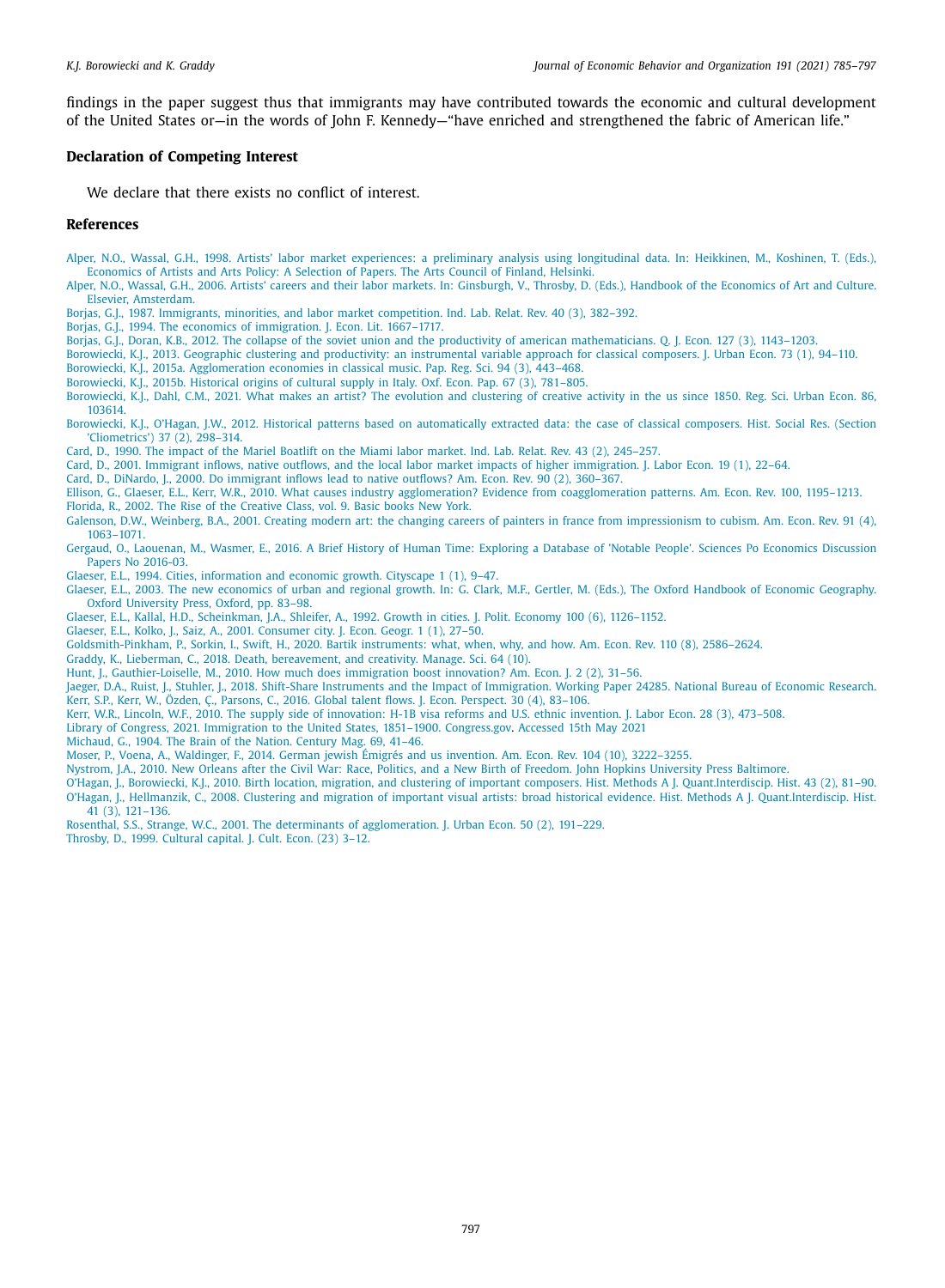findings in the paper suggest thus that immigrants may have contributed towards the economic and cultural development of the United States or—in the words of John F. Kennedy—"have enriched and strengthened the fabric of American life."

## Declaration of Competing Interest

We declare that there exists no conflict of interest.

## References

Alper, N.O., Wassal, G.H., 1998. Artists' labor market experiences: a preliminary analysis using longitudinal data. In: Heikkinen, M., Koshinen, T. (Eds.), Economics of Artists and Arts Policy: A Selection of Papers. The Arts Council of Finland, Helsinki.

Alper, N.O., Wassal, G.H., 2006. Artists' careers and their labor markets. In: Ginsburgh, V., Throsby, D. (Eds.), Handbook of the Economics of Art and Culture. Elsevier, Amsterdam.

Borjas, G.J., 1987. Immigrants, minorities, and labor market competition. Ind. Lab. Relat. Rev. 40 (3), 382–392.

Borjas, G.J., 1994. The economics of immigration. J. Econ. Lit. 1667–1717.

Borjas, G.J., Doran, K.B., 2012. The collapse of the soviet union and the productivity of american mathematicians. Q. J. Econ. 127 (3), 1143–1203.

Borowiecki, K.J., 2013. Geographic clustering and productivity: an instrumental variable approach for classical composers. J. Urban Econ. 73 (1), 94–110.

Borowiecki, K.J., 2015a. Agglomeration economies in classical music. Pap. Reg. Sci. 94 (3), 443–468.

Borowiecki, K.J., 2015b. Historical origins of cultural supply in Italy. Oxf. Econ. Pap. 67 (3), 781–805.

Borowiecki, K.J., Dahl, C.M., 2021. What makes an artist? The evolution and clustering of creative activity in the us since 1850. Reg. Sci. Urban Econ. 86, 103614.

Borowiecki, K.J., O'Hagan, J.W., 2012. Historical patterns based on automatically extracted data: the case of classical composers. Hist. Social Res. (Section 'Cliometrics') 37 (2), 298–314.

Card, D., 1990. The impact of the Mariel Boatlift on the Miami labor market. Ind. Lab. Relat. Rev. 43 (2), 245–257.

Card, D., 2001. Immigrant inflows, native outflows, and the local labor market impacts of higher immigration. J. Labor Econ. 19 (1), 22–64.

Card, D., DiNardo, J., 2000. Do immigrant inflows lead to native outflows? Am. Econ. Rev. 90 (2), 360–367.

Ellison, G., Glaeser, E.L., Kerr, W.R., 2010. What causes industry agglomeration? Evidence from coagglomeration patterns. Am. Econ. Rev. 100, 1195–1213.

Florida, R., 2002. The Rise of the Creative Class, vol. 9. Basic books New York.

Galenson, D.W., Weinberg, B.A., 2001. Creating modern art: the changing careers of painters in france from impressionism to cubism. Am. Econ. Rev. 91 (4), 1063–1071.

Gergaud, O., Laouenan, M., Wasmer, E., 2016. A Brief History of Human Time: Exploring a Database of 'Notable People'. Sciences Po Economics Discussion Papers No 2016-03.

Glaeser, E.L., 1994. Cities, information and economic growth. Cityscape 1 (1), 9–47.

Glaeser, E.L., 2003. The new economics of urban and regional growth. In: G. Clark, M.F., Gertler, M. (Eds.), The Oxford Handbook of Economic Geography. Oxford University Press, Oxford, pp. 83–98.

Glaeser, E.L., Kallal, H.D., Scheinkman, J.A., Shleifer, A., 1992. Growth in cities. J. Polit. Economy 100 (6), 1126–1152.

Glaeser, E.L., Kolko, J., Saiz, A., 2001. Consumer city. J. Econ. Geogr. 1 (1), 27–50.

Goldsmith-Pinkham, P., Sorkin, I., Swift, H., 2020. Bartik instruments: what, when, why, and how. Am. Econ. Rev. 110 (8), 2586–2624.

Graddy, K., Lieberman, C., 2018. Death, bereavement, and creativity. Manage. Sci. 64 (10).

Hunt, J., Gauthier-Loiselle, M., 2010. How much does immigration boost innovation? Am. Econ. J. 2 (2), 31–56.

Jaeger, D.A., Ruist, J., Stuhler, J., 2018. Shift-Share Instruments and the Impact of Immigration. Working Paper 24285. National Bureau of Economic Research.

Kerr, S.P., Kerr, W., Özden, Ç., Parsons, C., 2016. Global talent flows. J. Econ. Perspect. 30 (4), 83–106.

Kerr, W.R., Lincoln, W.F., 2010. The supply side of innovation: H-1B visa reforms and U.S. ethnic invention. J. Labor Econ. 28 (3), 473–508.

Library of Congress, 2021. Immigration to the United States, 1851–1900. Congress.gov. Accessed 15th May 2021

Michaud, G., 1904. The Brain of the Nation. Century Mag. 69, 41–46.

Moser, P., Voena, A., Waldinger, F., 2014. German jewish Émigrés and us invention. Am. Econ. Rev. 104 (10), 3222–3255.

Nystrom, J.A., 2010. New Orleans after the Civil War: Race, Politics, and a New Birth of Freedom. John Hopkins University Press Baltimore.

O'Hagan, J., Borowiecki, K.J., 2010. Birth location, migration, and clustering of important composers. Hist. Methods A J. Quant.Interdiscip. Hist. 43 (2), 81–90.

O'Hagan, J., Hellmanzik, C., 2008. Clustering and migration of important visual artists: broad historical evidence. Hist. Methods A J. Quant.Interdiscip. Hist. 41 (3), 121–136.

Rosenthal, S.S., Strange, W.C., 2001. The determinants of agglomeration. J. Urban Econ. 50 (2), 191–229.

Throsby, D., 1999. Cultural capital. J. Cult. Econ. (23) 3–12.